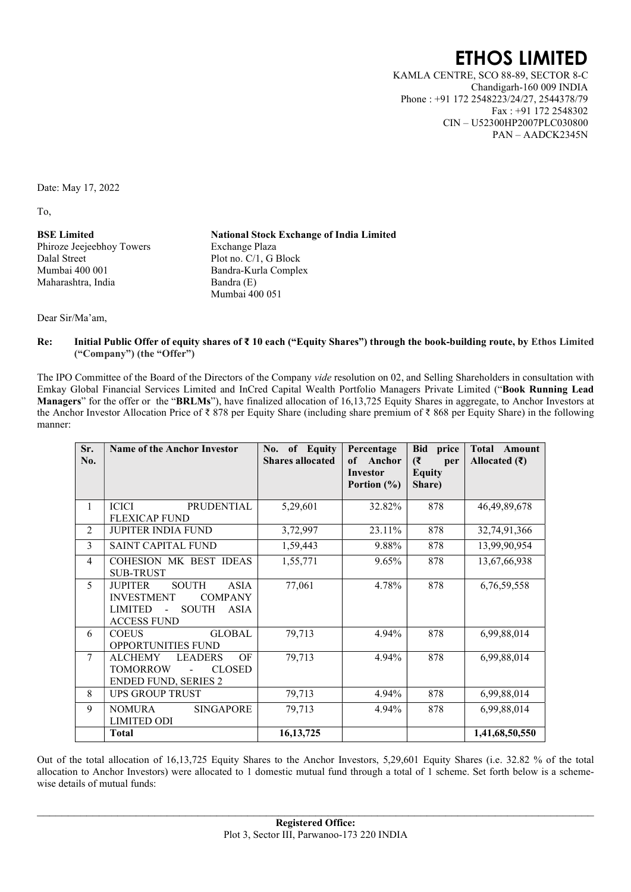# ETHOS LIMITED

KAMLA CENTRE, SCO 88-89, SECTOR 8-C
Chandigarh-160 009 INDIA
Phone : +91 172 2548223/24/27, 2544378/79
Fax : +91 172 2548302
CIN – U52300HP2007PLC030800
PAN – AADCK2345N

Date: May 17, 2022

To,

**BSE Limited**
Phiroze Jeejeebhoy Towers
Dalal Street
Mumbai 400 001
Maharashtra, India

**National Stock Exchange of India Limited**
Exchange Plaza
Plot no. C/1, G Block
Bandra-Kurla Complex
Bandra (E)
Mumbai 400 051

Dear Sir/Ma'am,

**Re: Initial Public Offer of equity shares of ₹ 10 each ("Equity Shares") through the book-building route, by Ethos Limited ("Company") (the "Offer")**

The IPO Committee of the Board of the Directors of the Company *vide* resolution on 02, and Selling Shareholders in consultation with Emkay Global Financial Services Limited and InCred Capital Wealth Portfolio Managers Private Limited ("**Book Running Lead Managers**" for the offer or the "**BRLMs**"), have finalized allocation of 16,13,725 Equity Shares in aggregate, to Anchor Investors at the Anchor Investor Allocation Price of ₹ 878 per Equity Share (including share premium of ₹ 868 per Equity Share) in the following manner:

| Sr. No. | Name of the Anchor Investor | No. of Equity Shares allocated | Percentage of Anchor Investor Portion (%) | Bid price (₹ per Equity Share) | Total Amount Allocated (₹) |
|---|---|---|---|---|---|
| 1 | ICICI PRUDENTIAL FLEXICAP FUND | 5,29,601 | 32.82% | 878 | 46,49,89,678 |
| 2 | JUPITER INDIA FUND | 3,72,997 | 23.11% | 878 | 32,74,91,366 |
| 3 | SAINT CAPITAL FUND | 1,59,443 | 9.88% | 878 | 13,99,90,954 |
| 4 | COHESION MK BEST IDEAS SUB-TRUST | 1,55,771 | 9.65% | 878 | 13,67,66,938 |
| 5 | JUPITER SOUTH ASIA INVESTMENT COMPANY LIMITED - SOUTH ASIA ACCESS FUND | 77,061 | 4.78% | 878 | 6,76,59,558 |
| 6 | COEUS GLOBAL OPPORTUNITIES FUND | 79,713 | 4.94% | 878 | 6,99,88,014 |
| 7 | ALCHEMY LEADERS OF TOMORROW - CLOSED ENDED FUND, SERIES 2 | 79,713 | 4.94% | 878 | 6,99,88,014 |
| 8 | UPS GROUP TRUST | 79,713 | 4.94% | 878 | 6,99,88,014 |
| 9 | NOMURA SINGAPORE LIMITED ODI | 79,713 | 4.94% | 878 | 6,99,88,014 |
| | **Total** | **16,13,725** | | | **1,41,68,50,550** |

Out of the total allocation of 16,13,725 Equity Shares to the Anchor Investors, 5,29,601 Equity Shares (i.e. 32.82 % of the total allocation to Anchor Investors) were allocated to 1 domestic mutual fund through a total of 1 scheme. Set forth below is a scheme-wise details of mutual funds:

**Registered Office:**
Plot 3, Sector III, Parwanoo-173 220 INDIA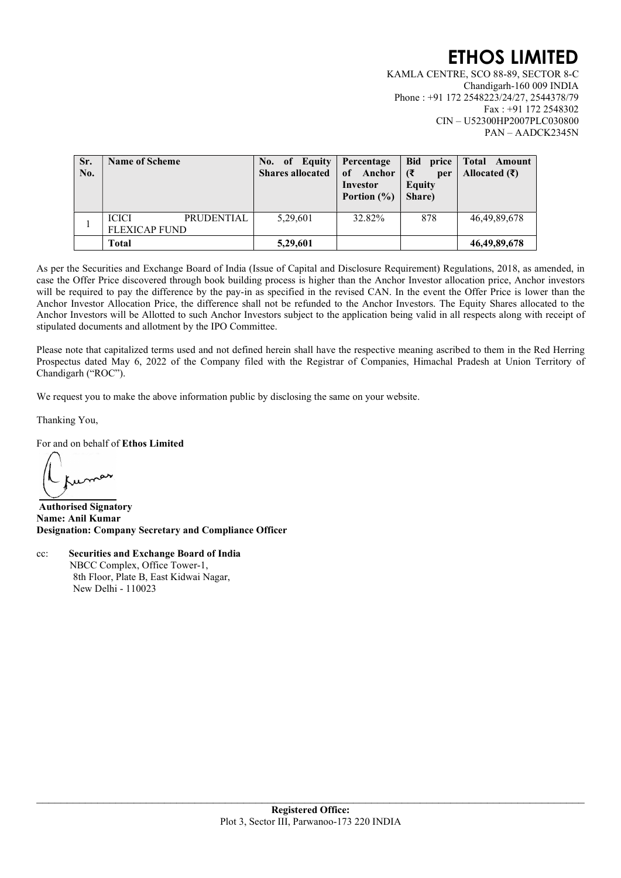# ETHOS LIMITED

KAMLA CENTRE, SCO 88-89, SECTOR 8-C
Chandigarh-160 009 INDIA
Phone : +91 172 2548223/24/27, 2544378/79
Fax : +91 172 2548302
CIN – U52300HP2007PLC030800
PAN – AADCK2345N

| Sr. No. | Name of Scheme | No. of Equity Shares allocated | Percentage of Anchor Investor Portion (%) | Bid price (₹ per Equity Share) | Total Amount Allocated (₹) |
|---|---|---|---|---|---|
| 1 | ICICI PRUDENTIAL FLEXICAP FUND | 5,29,601 | 32.82% | 878 | 46,49,89,678 |
| | **Total** | **5,29,601** | | | **46,49,89,678** |

As per the Securities and Exchange Board of India (Issue of Capital and Disclosure Requirement) Regulations, 2018, as amended, in case the Offer Price discovered through book building process is higher than the Anchor Investor allocation price, Anchor investors will be required to pay the difference by the pay-in as specified in the revised CAN. In the event the Offer Price is lower than the Anchor Investor Allocation Price, the difference shall not be refunded to the Anchor Investors. The Equity Shares allocated to the Anchor Investors will be Allotted to such Anchor Investors subject to the application being valid in all respects along with receipt of stipulated documents and allotment by the IPO Committee.

Please note that capitalized terms used and not defined herein shall have the respective meaning ascribed to them in the Red Herring Prospectus dated May 6, 2022 of the Company filed with the Registrar of Companies, Himachal Pradesh at Union Territory of Chandigarh ("ROC").

We request you to make the above information public by disclosing the same on your website.

Thanking You,

For and on behalf of **Ethos Limited**

**Authorised Signatory**
**Name: Anil Kumar**
**Designation: Company Secretary and Compliance Officer**

cc: **Securities and Exchange Board of India**
NBCC Complex, Office Tower-1,
8th Floor, Plate B, East Kidwai Nagar,
New Delhi - 110023

**Registered Office:**
Plot 3, Sector III, Parwanoo-173 220 INDIA